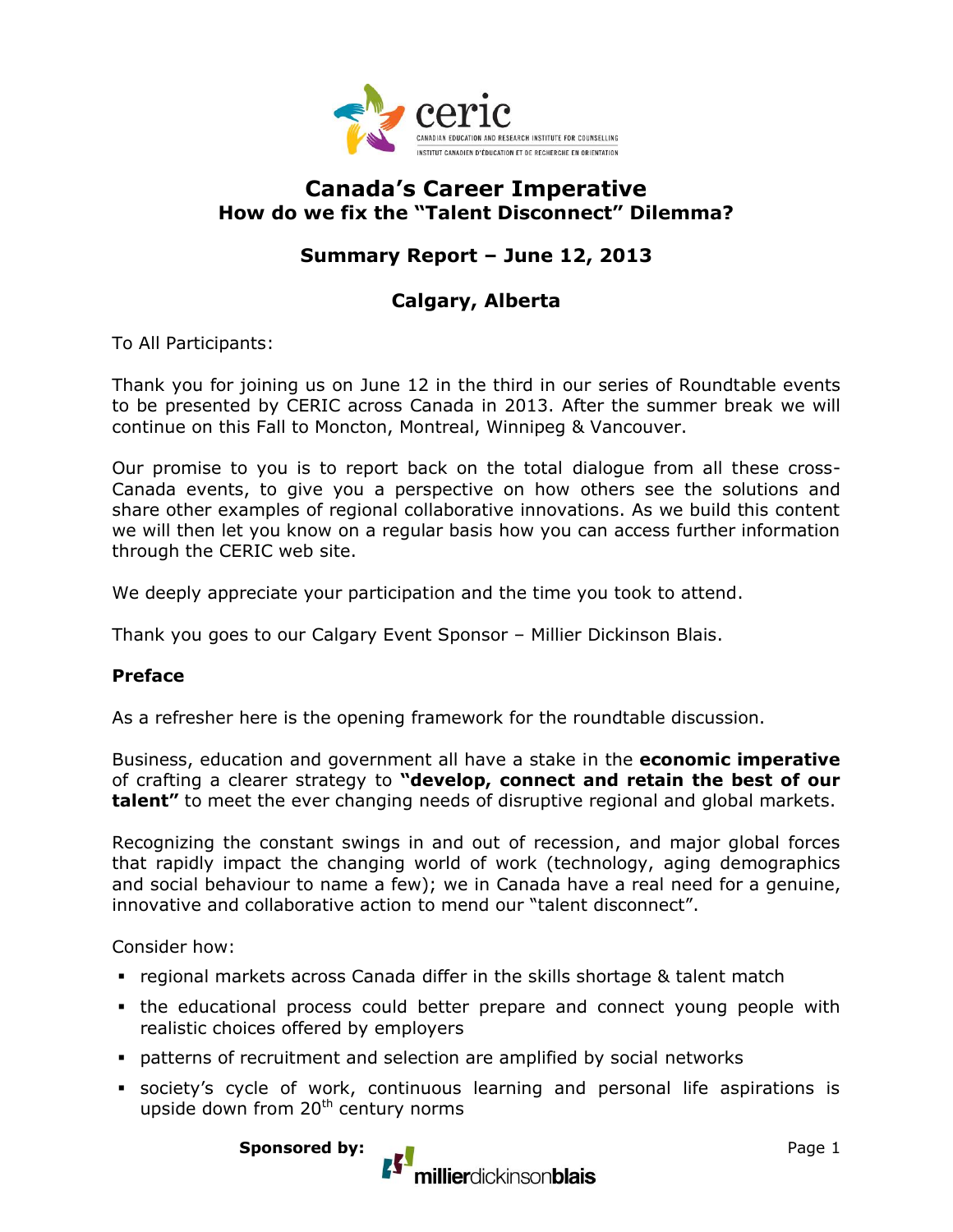# Canada's Career Imperative

## How do we fix the "Talent Disconnect" Dilemma?

### Summary Report – June 12, 2013

### Calgary, Alberta

To All Participants:

Thank you for joining us on June 12 in the third in our series of Roundtable events to be presented by CERIC across Canada in 2013. After the summer break we will continue on this Fall to Moncton, Montreal, Winnipeg & Vancouver.

Our promise to you is to report back on the total dialogue from all these cross-Canada events, to give you a perspective on how others see the solutions and share other examples of regional collaborative innovations. As we build this content we will then let you know on a regular basis how you can access further information through the CERIC web site.

We deeply appreciate your participation and the time you took to attend.

Thank you goes to our Calgary Event Sponsor – Millier Dickinson Blais.

**Preface**

As a refresher here is the opening framework for the roundtable discussion.

Business, education and government all have a stake in the **economic imperative** of crafting a clearer strategy to **"develop, connect and retain the best of our talent"** to meet the ever changing needs of disruptive regional and global markets.

Recognizing the constant swings in and out of recession, and major global forces that rapidly impact the changing world of work (technology, aging demographics and social behaviour to name a few); we in Canada have a real need for a genuine, innovative and collaborative action to mend our "talent disconnect".

Consider how:

- regional markets across Canada differ in the skills shortage & talent match
- the educational process could better prepare and connect young people with realistic choices offered by employers
- patterns of recruitment and selection are amplified by social networks
- society's cycle of work, continuous learning and personal life aspirations is upside down from 20th century norms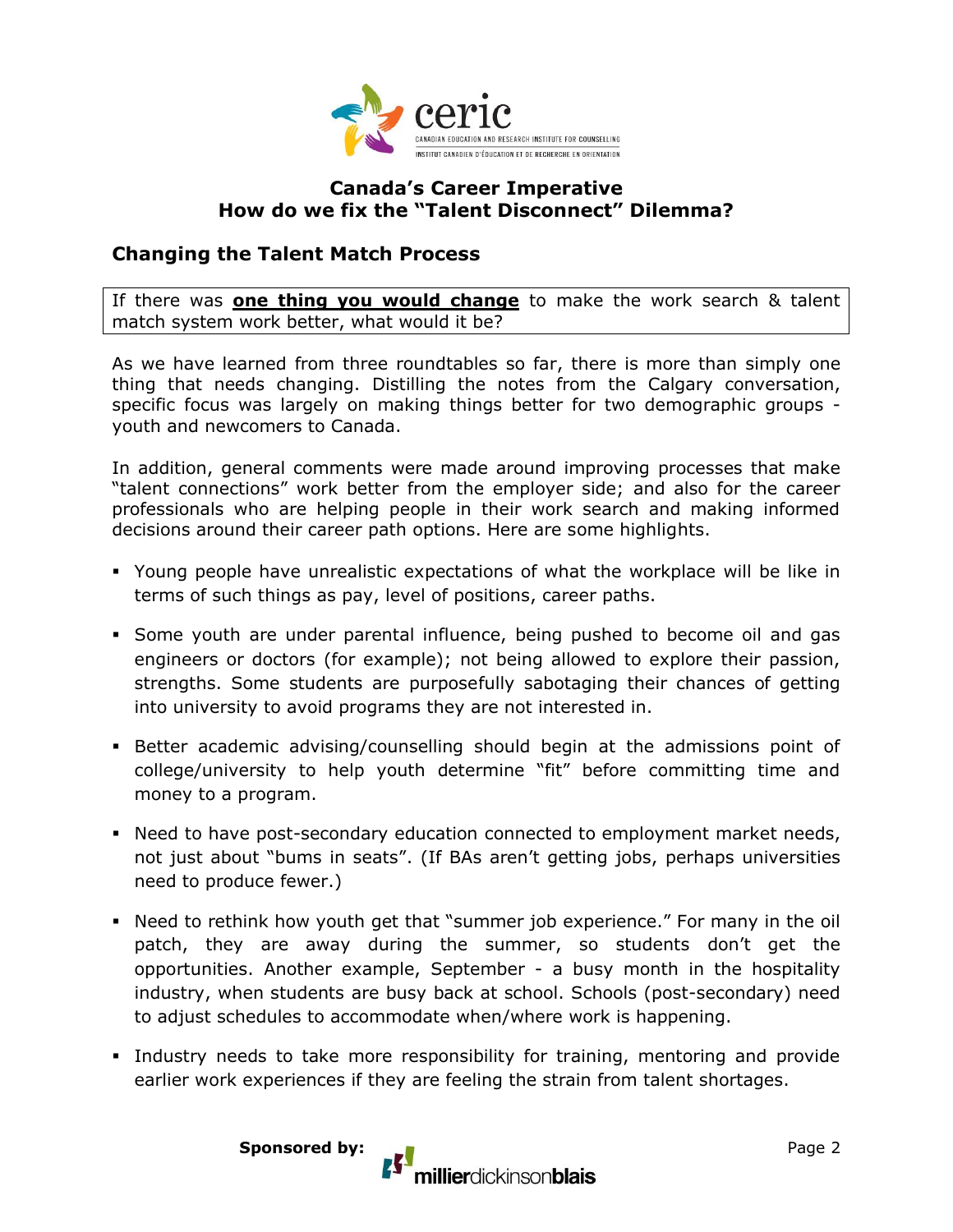## Canada's Career Imperative
## How do we fix the "Talent Disconnect" Dilemma?

### Changing the Talent Match Process

If there was **one thing you would change** to make the work search & talent match system work better, what would it be?

As we have learned from three roundtables so far, there is more than simply one thing that needs changing. Distilling the notes from the Calgary conversation, specific focus was largely on making things better for two demographic groups - youth and newcomers to Canada.

In addition, general comments were made around improving processes that make "talent connections" work better from the employer side; and also for the career professionals who are helping people in their work search and making informed decisions around their career path options. Here are some highlights.

- Young people have unrealistic expectations of what the workplace will be like in terms of such things as pay, level of positions, career paths.
- Some youth are under parental influence, being pushed to become oil and gas engineers or doctors (for example); not being allowed to explore their passion, strengths. Some students are purposefully sabotaging their chances of getting into university to avoid programs they are not interested in.
- Better academic advising/counselling should begin at the admissions point of college/university to help youth determine "fit" before committing time and money to a program.
- Need to have post-secondary education connected to employment market needs, not just about "bums in seats". (If BAs aren't getting jobs, perhaps universities need to produce fewer.)
- Need to rethink how youth get that "summer job experience." For many in the oil patch, they are away during the summer, so students don't get the opportunities. Another example, September - a busy month in the hospitality industry, when students are busy back at school. Schools (post-secondary) need to adjust schedules to accommodate when/where work is happening.
- Industry needs to take more responsibility for training, mentoring and provide earlier work experiences if they are feeling the strain from talent shortages.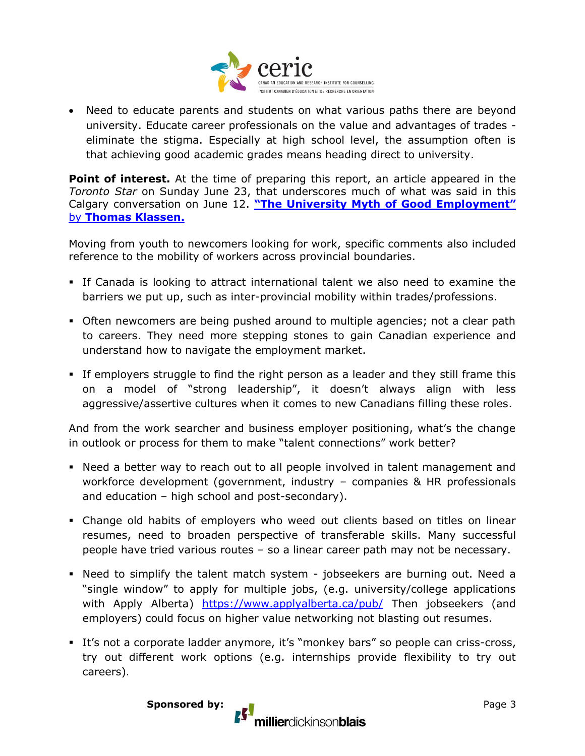- Need to educate parents and students on what various paths there are beyond university. Educate career professionals on the value and advantages of trades - eliminate the stigma. Especially at high school level, the assumption often is that achieving good academic grades means heading direct to university.

**Point of interest.** At the time of preparing this report, an article appeared in the *Toronto Star* on Sunday June 23, that underscores much of what was said in this Calgary conversation on June 12. **"The University Myth of Good Employment"** by **Thomas Klassen.**

Moving from youth to newcomers looking for work, specific comments also included reference to the mobility of workers across provincial boundaries.

- If Canada is looking to attract international talent we also need to examine the barriers we put up, such as inter-provincial mobility within trades/professions.
- Often newcomers are being pushed around to multiple agencies; not a clear path to careers. They need more stepping stones to gain Canadian experience and understand how to navigate the employment market.
- If employers struggle to find the right person as a leader and they still frame this on a model of "strong leadership", it doesn't always align with less aggressive/assertive cultures when it comes to new Canadians filling these roles.

And from the work searcher and business employer positioning, what's the change in outlook or process for them to make "talent connections" work better?

- Need a better way to reach out to all people involved in talent management and workforce development (government, industry – companies & HR professionals and education – high school and post-secondary).
- Change old habits of employers who weed out clients based on titles on linear resumes, need to broaden perspective of transferable skills. Many successful people have tried various routes – so a linear career path may not be necessary.
- Need to simplify the talent match system - jobseekers are burning out. Need a "single window" to apply for multiple jobs, (e.g. university/college applications with Apply Alberta) https://www.applyalberta.ca/pub/ Then jobseekers (and employers) could focus on higher value networking not blasting out resumes.
- It's not a corporate ladder anymore, it's "monkey bars" so people can criss-cross, try out different work options (e.g. internships provide flexibility to try out careers).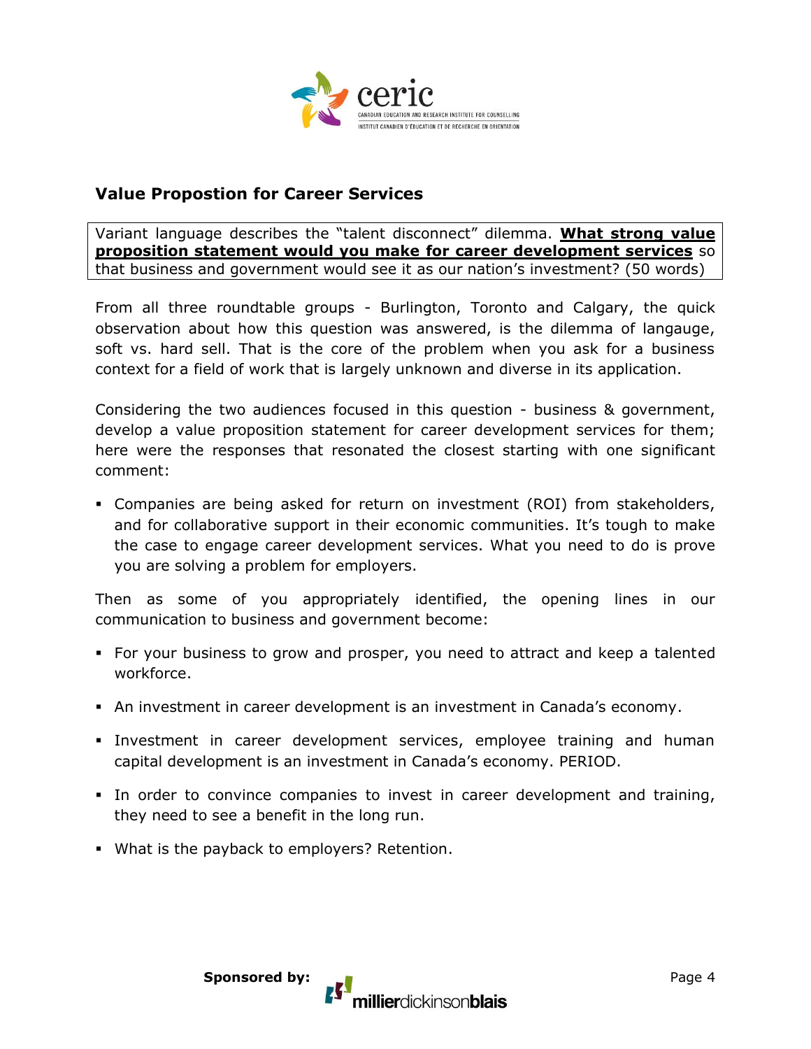## Value Propostion for Career Services

Variant language describes the "talent disconnect" dilemma. **What strong value proposition statement would you make for career development services** so that business and government would see it as our nation's investment? (50 words)

From all three roundtable groups - Burlington, Toronto and Calgary, the quick observation about how this question was answered, is the dilemma of langauge, soft vs. hard sell. That is the core of the problem when you ask for a business context for a field of work that is largely unknown and diverse in its application.

Considering the two audiences focused in this question - business & government, develop a value proposition statement for career development services for them; here were the responses that resonated the closest starting with one significant comment:

- Companies are being asked for return on investment (ROI) from stakeholders, and for collaborative support in their economic communities. It's tough to make the case to engage career development services. What you need to do is prove you are solving a problem for employers.

Then as some of you appropriately identified, the opening lines in our communication to business and government become:

- For your business to grow and prosper, you need to attract and keep a talented workforce.
- An investment in career development is an investment in Canada's economy.
- Investment in career development services, employee training and human capital development is an investment in Canada's economy. PERIOD.
- In order to convince companies to invest in career development and training, they need to see a benefit in the long run.
- What is the payback to employers? Retention.

**Sponsored by:** millierdickinsonblais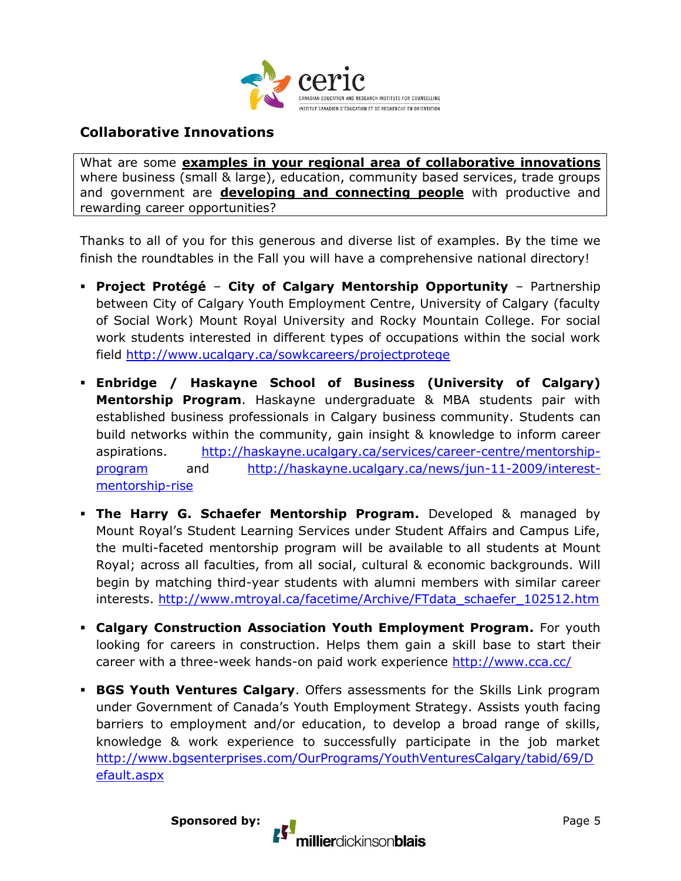## Collaborative Innovations

What are some **examples in your regional area of collaborative innovations** where business (small & large), education, community based services, trade groups and government are **developing and connecting people** with productive and rewarding career opportunities?

Thanks to all of you for this generous and diverse list of examples. By the time we finish the roundtables in the Fall you will have a comprehensive national directory!

- **Project Protégé** – **City of Calgary Mentorship Opportunity** – Partnership between City of Calgary Youth Employment Centre, University of Calgary (faculty of Social Work) Mount Royal University and Rocky Mountain College. For social work students interested in different types of occupations within the social work field http://www.ucalgary.ca/sowkcareers/projectprotege

- **Enbridge / Haskayne School of Business (University of Calgary) Mentorship Program**. Haskayne undergraduate & MBA students pair with established business professionals in Calgary business community. Students can build networks within the community, gain insight & knowledge to inform career aspirations. http://haskayne.ucalgary.ca/services/career-centre/mentorship-program and http://haskayne.ucalgary.ca/news/jun-11-2009/interest-mentorship-rise

- **The Harry G. Schaefer Mentorship Program.** Developed & managed by Mount Royal's Student Learning Services under Student Affairs and Campus Life, the multi-faceted mentorship program will be available to all students at Mount Royal; across all faculties, from all social, cultural & economic backgrounds. Will begin by matching third-year students with alumni members with similar career interests. http://www.mtroyal.ca/facetime/Archive/FTdata_schaefer_102512.htm

- **Calgary Construction Association Youth Employment Program.** For youth looking for careers in construction. Helps them gain a skill base to start their career with a three-week hands-on paid work experience http://www.cca.cc/

- **BGS Youth Ventures Calgary**. Offers assessments for the Skills Link program under Government of Canada's Youth Employment Strategy. Assists youth facing barriers to employment and/or education, to develop a broad range of skills, knowledge & work experience to successfully participate in the job market http://www.bgsenterprises.com/OurPrograms/YouthVenturesCalgary/tabid/69/Default.aspx

**Sponsored by:** millierdickinsonblais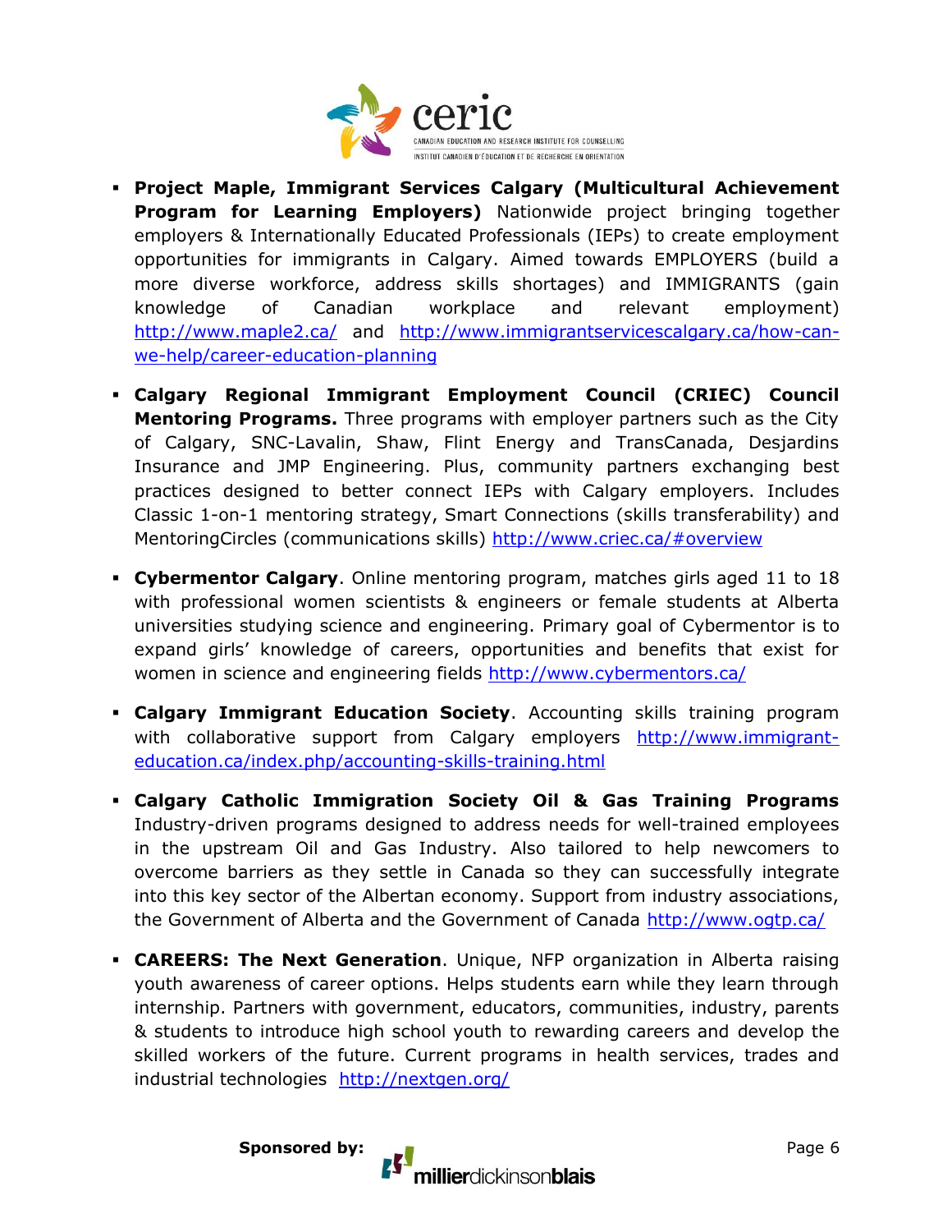- **Project Maple, Immigrant Services Calgary (Multicultural Achievement Program for Learning Employers)** Nationwide project bringing together employers & Internationally Educated Professionals (IEPs) to create employment opportunities for immigrants in Calgary. Aimed towards EMPLOYERS (build a more diverse workforce, address skills shortages) and IMMIGRANTS (gain knowledge of Canadian workplace and relevant employment) http://www.maple2.ca/ and http://www.immigrantservicescalgary.ca/how-can-we-help/career-education-planning

- **Calgary Regional Immigrant Employment Council (CRIEC) Council Mentoring Programs.** Three programs with employer partners such as the City of Calgary, SNC-Lavalin, Shaw, Flint Energy and TransCanada, Desjardins Insurance and JMP Engineering. Plus, community partners exchanging best practices designed to better connect IEPs with Calgary employers. Includes Classic 1-on-1 mentoring strategy, Smart Connections (skills transferability) and MentoringCircles (communications skills) http://www.criec.ca/#overview

- **Cybermentor Calgary**. Online mentoring program, matches girls aged 11 to 18 with professional women scientists & engineers or female students at Alberta universities studying science and engineering. Primary goal of Cybermentor is to expand girls' knowledge of careers, opportunities and benefits that exist for women in science and engineering fields http://www.cybermentors.ca/

- **Calgary Immigrant Education Society**. Accounting skills training program with collaborative support from Calgary employers http://www.immigrant-education.ca/index.php/accounting-skills-training.html

- **Calgary Catholic Immigration Society Oil & Gas Training Programs** Industry-driven programs designed to address needs for well-trained employees in the upstream Oil and Gas Industry. Also tailored to help newcomers to overcome barriers as they settle in Canada so they can successfully integrate into this key sector of the Albertan economy. Support from industry associations, the Government of Alberta and the Government of Canada http://www.ogtp.ca/

- **CAREERS: The Next Generation**. Unique, NFP organization in Alberta raising youth awareness of career options. Helps students earn while they learn through internship. Partners with government, educators, communities, industry, parents & students to introduce high school youth to rewarding careers and develop the skilled workers of the future. Current programs in health services, trades and industrial technologies http://nextgen.org/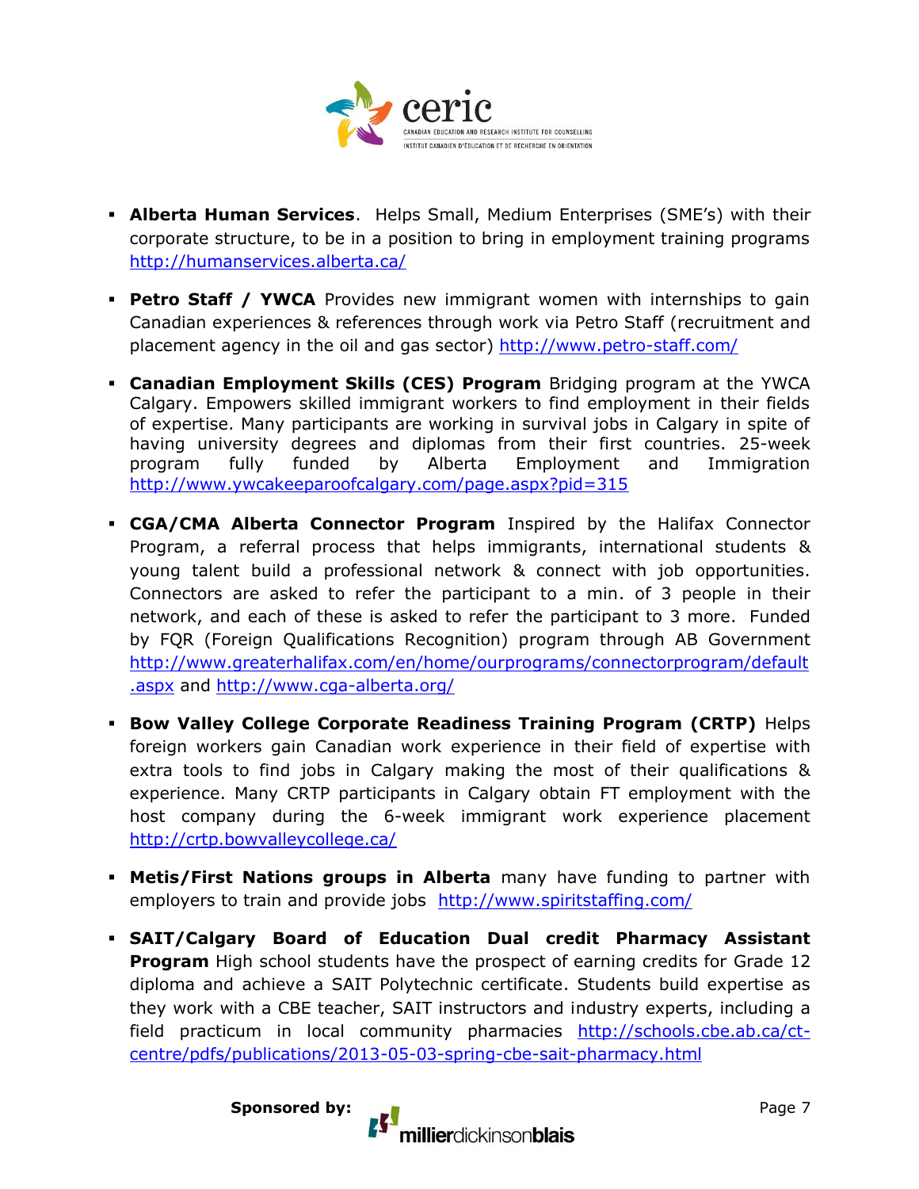- **Alberta Human Services**. Helps Small, Medium Enterprises (SME's) with their corporate structure, to be in a position to bring in employment training programs http://humanservices.alberta.ca/

- **Petro Staff / YWCA** Provides new immigrant women with internships to gain Canadian experiences & references through work via Petro Staff (recruitment and placement agency in the oil and gas sector) http://www.petro-staff.com/

- **Canadian Employment Skills (CES) Program** Bridging program at the YWCA Calgary. Empowers skilled immigrant workers to find employment in their fields of expertise. Many participants are working in survival jobs in Calgary in spite of having university degrees and diplomas from their first countries. 25-week program fully funded by Alberta Employment and Immigration http://www.ywcakeeparoofcalgary.com/page.aspx?pid=315

- **CGA/CMA Alberta Connector Program** Inspired by the Halifax Connector Program, a referral process that helps immigrants, international students & young talent build a professional network & connect with job opportunities. Connectors are asked to refer the participant to a min. of 3 people in their network, and each of these is asked to refer the participant to 3 more. Funded by FQR (Foreign Qualifications Recognition) program through AB Government http://www.greaterhalifax.com/en/home/ourprograms/connectorprogram/default.aspx and http://www.cga-alberta.org/

- **Bow Valley College Corporate Readiness Training Program (CRTP)** Helps foreign workers gain Canadian work experience in their field of expertise with extra tools to find jobs in Calgary making the most of their qualifications & experience. Many CRTP participants in Calgary obtain FT employment with the host company during the 6-week immigrant work experience placement http://crtp.bowvalleycollege.ca/

- **Metis/First Nations groups in Alberta** many have funding to partner with employers to train and provide jobs http://www.spiritstaffing.com/

- **SAIT/Calgary Board of Education Dual credit Pharmacy Assistant Program** High school students have the prospect of earning credits for Grade 12 diploma and achieve a SAIT Polytechnic certificate. Students build expertise as they work with a CBE teacher, SAIT instructors and industry experts, including a field practicum in local community pharmacies http://schools.cbe.ab.ca/ct-centre/pdfs/publications/2013-05-03-spring-cbe-sait-pharmacy.html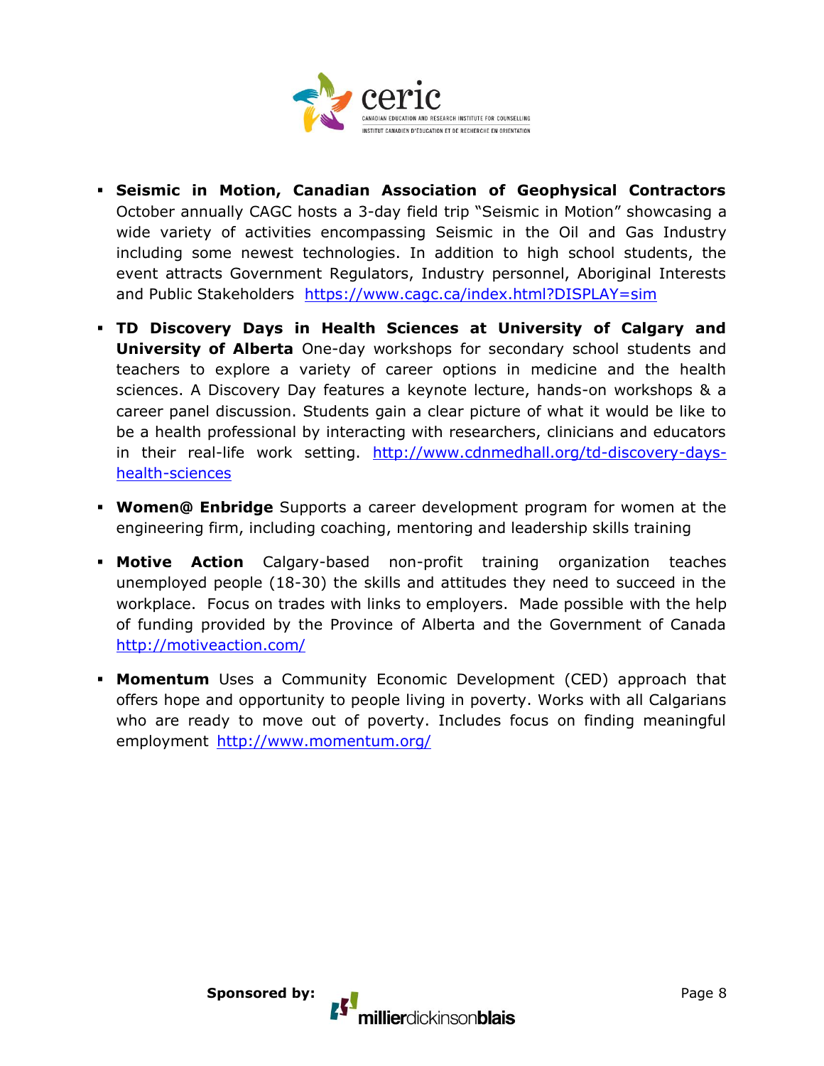- **Seismic in Motion, Canadian Association of Geophysical Contractors** October annually CAGC hosts a 3-day field trip "Seismic in Motion" showcasing a wide variety of activities encompassing Seismic in the Oil and Gas Industry including some newest technologies. In addition to high school students, the event attracts Government Regulators, Industry personnel, Aboriginal Interests and Public Stakeholders https://www.cagc.ca/index.html?DISPLAY=sim

- **TD Discovery Days in Health Sciences at University of Calgary and University of Alberta** One-day workshops for secondary school students and teachers to explore a variety of career options in medicine and the health sciences. A Discovery Day features a keynote lecture, hands-on workshops & a career panel discussion. Students gain a clear picture of what it would be like to be a health professional by interacting with researchers, clinicians and educators in their real-life work setting. http://www.cdnmedhall.org/td-discovery-days-health-sciences

- **Women@ Enbridge** Supports a career development program for women at the engineering firm, including coaching, mentoring and leadership skills training

- **Motive Action** Calgary-based non-profit training organization teaches unemployed people (18-30) the skills and attitudes they need to succeed in the workplace. Focus on trades with links to employers. Made possible with the help of funding provided by the Province of Alberta and the Government of Canada http://motiveaction.com/

- **Momentum** Uses a Community Economic Development (CED) approach that offers hope and opportunity to people living in poverty. Works with all Calgarians who are ready to move out of poverty. Includes focus on finding meaningful employment http://www.momentum.org/